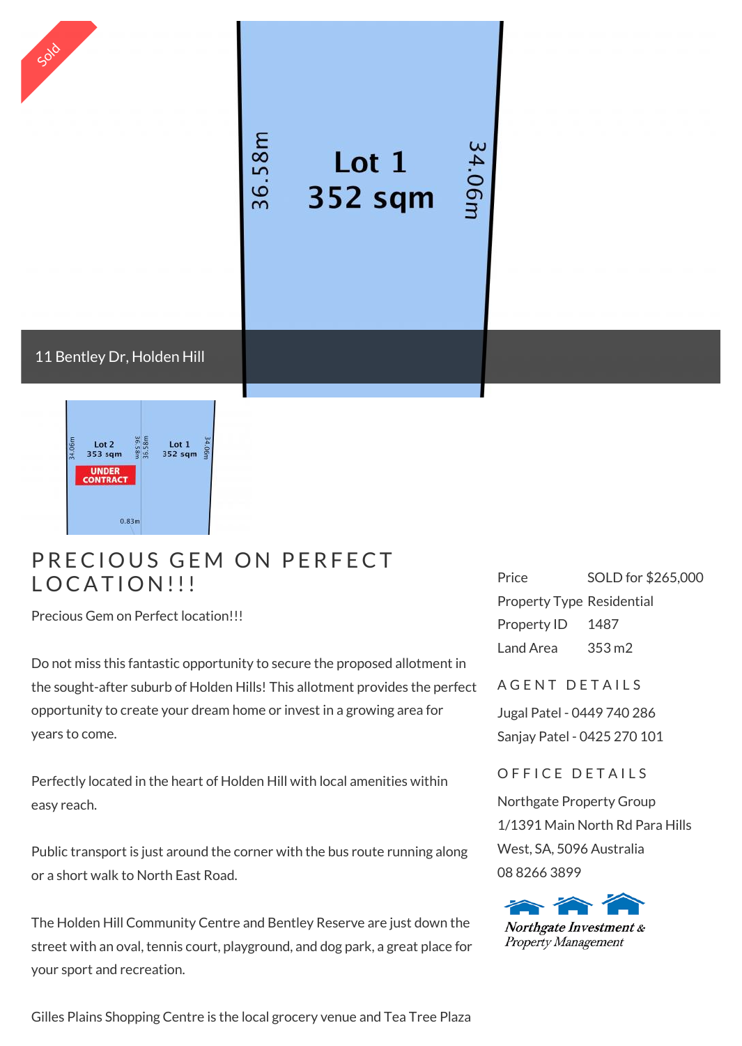Sold

Lot 1
352 sqm

36.58m

34.06m

11 Bentley Dr, Holden Hill

# PRECIOUS GEM ON PERFECT LOCATION!!!

Precious Gem on Perfect location!!!

Do not miss this fantastic opportunity to secure the proposed allotment in the sought-after suburb of Holden Hills! This allotment provides the perfect opportunity to create your dream home or invest in a growing area for years to come.

Perfectly located in the heart of Holden Hill with local amenities within easy reach.

Public transport is just around the corner with the bus route running along or a short walk to North East Road.

The Holden Hill Community Centre and Bentley Reserve are just down the street with an oval, tennis court, playground, and dog park, a great place for your sport and recreation.

Gilles Plains Shopping Centre is the local grocery venue and Tea Tree Plaza

| | |
|---|---|
| Price | SOLD for $265,000 |
| Property Type | Residential |
| Property ID | 1487 |
| Land Area | 353 m2 |

## AGENT DETAILS

Jugal Patel - 0449 740 286

Sanjay Patel - 0425 270 101

## OFFICE DETAILS

Northgate Property Group

1/1391 Main North Rd Para Hills West, SA, 5096 Australia

08 8266 3899

Northgate Investment & Property Management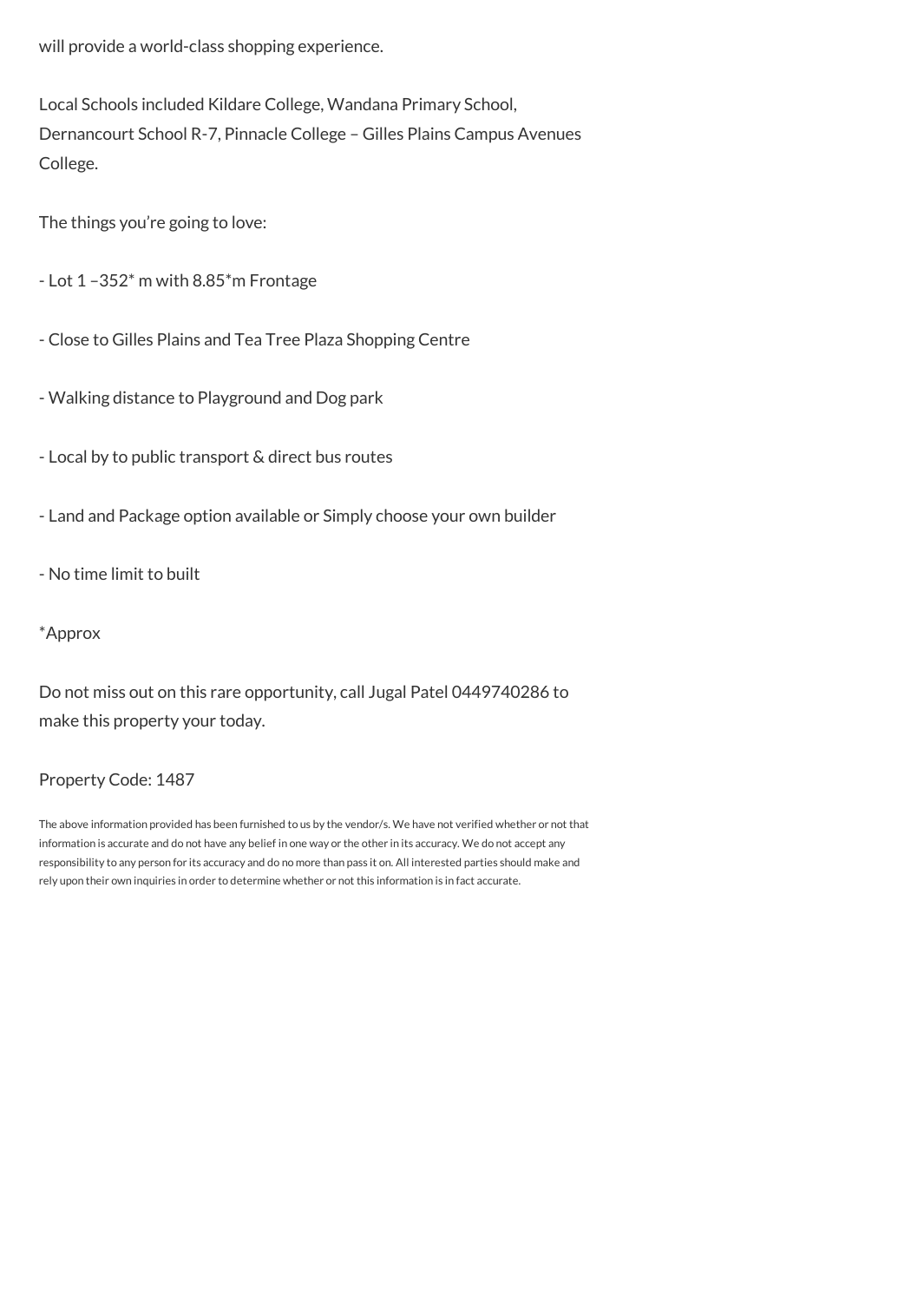will provide a world-class shopping experience.

Local Schools included Kildare College, Wandana Primary School, Dernancourt School R-7, Pinnacle College – Gilles Plains Campus Avenues College.

The things you're going to love:

- Lot 1 –352* m with 8.85*m Frontage

- Close to Gilles Plains and Tea Tree Plaza Shopping Centre

- Walking distance to Playground and Dog park

- Local by to public transport & direct bus routes

- Land and Package option available or Simply choose your own builder

- No time limit to built

*Approx

Do not miss out on this rare opportunity, call Jugal Patel 0449740286 to make this property your today.

Property Code: 1487

The above information provided has been furnished to us by the vendor/s. We have not verified whether or not that information is accurate and do not have any belief in one way or the other in its accuracy. We do not accept any responsibility to any person for its accuracy and do no more than pass it on. All interested parties should make and rely upon their own inquiries in order to determine whether or not this information is in fact accurate.